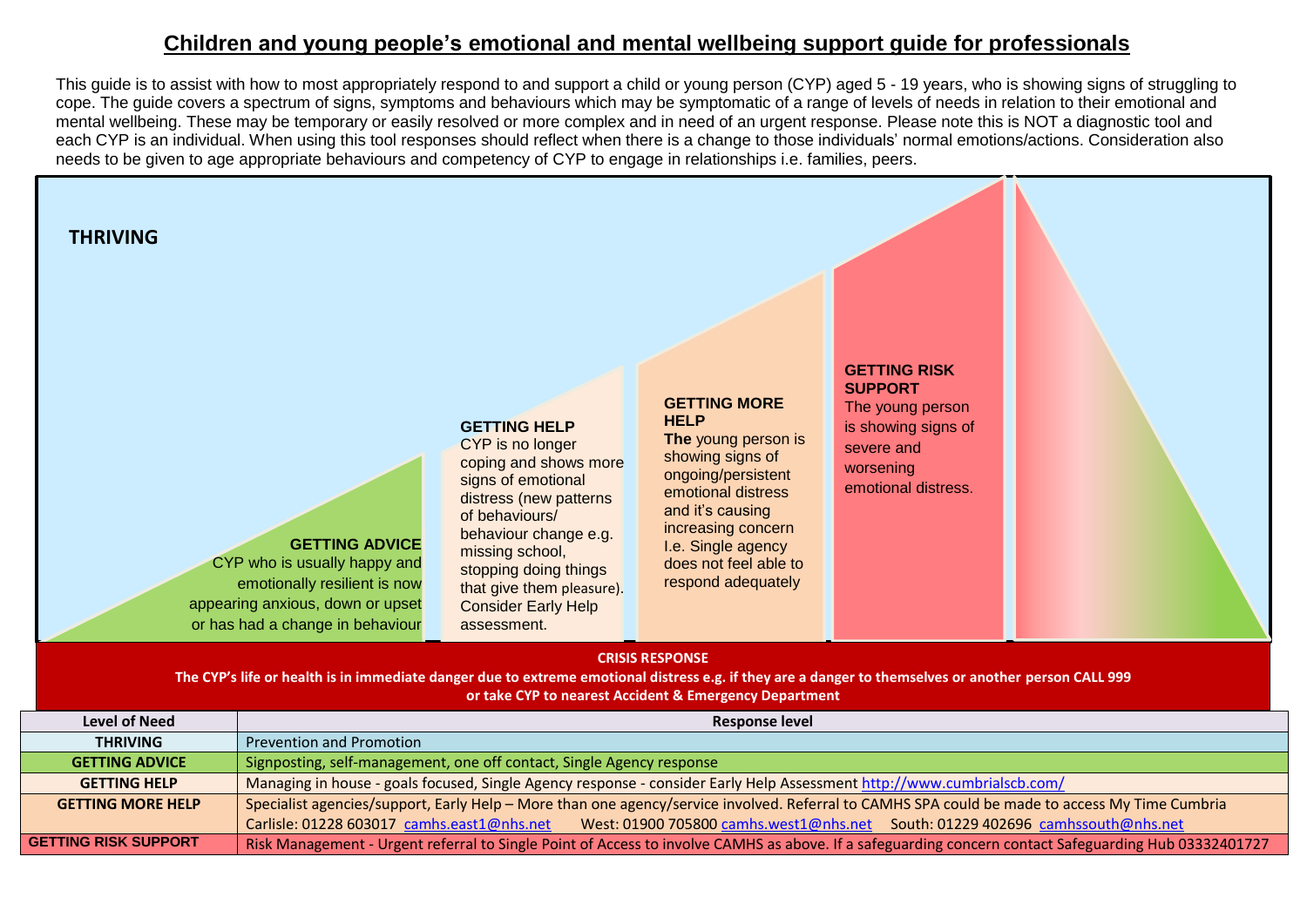# Children and young people's emotional and mental wellbeing support guide for professionals

This guide is to assist with how to most appropriately respond to and support a child or young person (CYP) aged 5 - 19 years, who is showing signs of struggling to cope. The guide covers a spectrum of signs, symptoms and behaviours which may be symptomatic of a range of levels of needs in relation to their emotional and mental wellbeing. These may be temporary or easily resolved or more complex and in need of an urgent response. Please note this is NOT a diagnostic tool and each CYP is an individual. When using this tool responses should reflect when there is a change to those individuals' normal emotions/actions. Consideration also needs to be given to age appropriate behaviours and competency of CYP to engage in relationships i.e. families, peers.

**THRIVING**

**GETTING ADVICE**
CYP who is usually happy and emotionally resilient is now appearing anxious, down or upset or has had a change in behaviour

**GETTING HELP**
CYP is no longer coping and shows more signs of emotional distress (new patterns of behaviours/ behaviour change e.g. missing school, stopping doing things that give them pleasure). Consider Early Help assessment.

**GETTING MORE HELP**
**The** young person is showing signs of ongoing/persistent emotional distress and it's causing increasing concern I.e. Single agency does not feel able to respond adequately

**GETTING RISK SUPPORT**
The young person is showing signs of severe and worsening emotional distress.

**CRISIS RESPONSE**
**The CYP's life or health is in immediate danger due to extreme emotional distress e.g. if they are a danger to themselves or another person CALL 999 or take CYP to nearest Accident & Emergency Department**

| Level of Need | Response level |
|---|---|
| THRIVING | Prevention and Promotion |
| GETTING ADVICE | Signposting, self-management, one off contact, Single Agency response |
| GETTING HELP | Managing in house - goals focused, Single Agency response - consider Early Help Assessment http://www.cumbrialscb.com/ |
| GETTING MORE HELP | Specialist agencies/support, Early Help – More than one agency/service involved. Referral to CAMHS SPA could be made to access My Time Cumbria Carlisle: 01228 603017 camhs.east1@nhs.net West: 01900 705800 camhs.west1@nhs.net South: 01229 402696 camhssouth@nhs.net |
| GETTING RISK SUPPORT | Risk Management - Urgent referral to Single Point of Access to involve CAMHS as above. If a safeguarding concern contact Safeguarding Hub 03332401727 |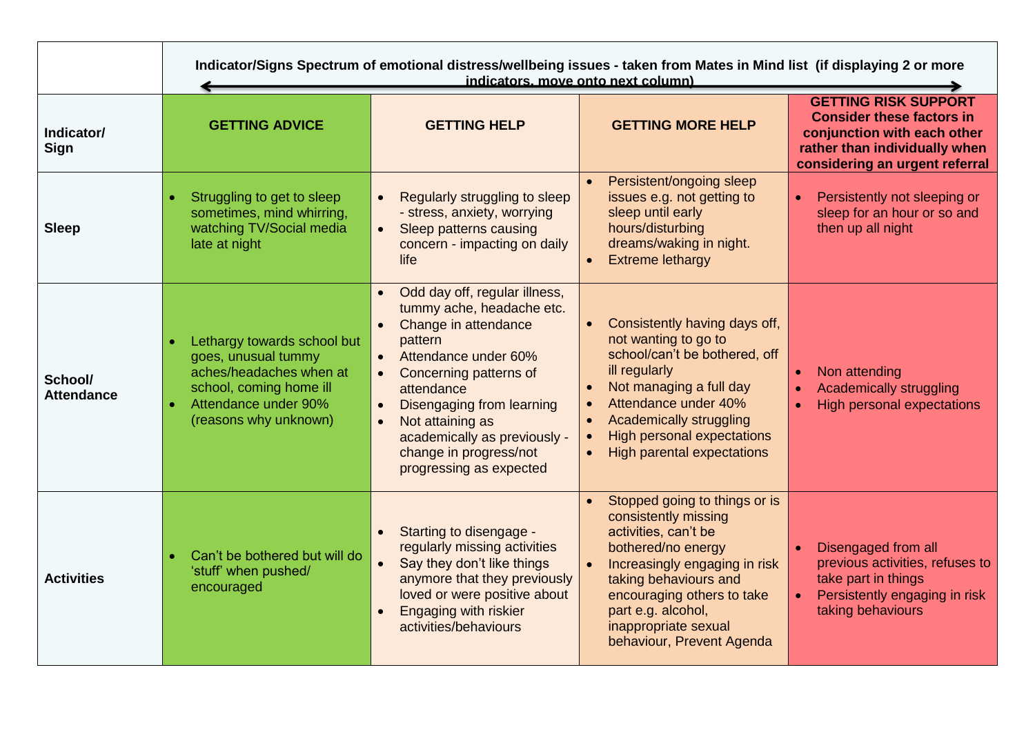| | Indicator/Signs Spectrum of emotional distress/wellbeing issues - taken from Mates in Mind list (if displaying 2 or more indicators, move onto next column) | | | |
|---|---|---|---|---|
| **Indicator/ Sign** | **GETTING ADVICE** | **GETTING HELP** | **GETTING MORE HELP** | **GETTING RISK SUPPORT Consider these factors in conjunction with each other rather than individually when considering an urgent referral** |
| **Sleep** | • Struggling to get to sleep sometimes, mind whirring, watching TV/Social media late at night | • Regularly struggling to sleep - stress, anxiety, worrying<br>• Sleep patterns causing concern - impacting on daily life | • Persistent/ongoing sleep issues e.g. not getting to sleep until early hours/disturbing dreams/waking in night.<br>• Extreme lethargy | • Persistently not sleeping or sleep for an hour or so and then up all night |
| **School/ Attendance** | • Lethargy towards school but goes, unusual tummy aches/headaches when at school, coming home ill<br>• Attendance under 90% (reasons why unknown) | • Odd day off, regular illness, tummy ache, headache etc.<br>• Change in attendance pattern<br>• Attendance under 60%<br>• Concerning patterns of attendance<br>• Disengaging from learning<br>• Not attaining as academically as previously - change in progress/not progressing as expected | • Consistently having days off, not wanting to go to school/can't be bothered, off ill regularly<br>• Not managing a full day<br>• Attendance under 40%<br>• Academically struggling<br>• High personal expectations<br>• High parental expectations | • Non attending<br>• Academically struggling<br>• High personal expectations |
| **Activities** | • Can't be bothered but will do 'stuff' when pushed/ encouraged | • Starting to disengage - regularly missing activities<br>• Say they don't like things anymore that they previously loved or were positive about<br>• Engaging with riskier activities/behaviours | • Stopped going to things or is consistently missing activities, can't be bothered/no energy<br>• Increasingly engaging in risk taking behaviours and encouraging others to take part e.g. alcohol, inappropriate sexual behaviour, Prevent Agenda | • Disengaged from all previous activities, refuses to take part in things<br>• Persistently engaging in risk taking behaviours |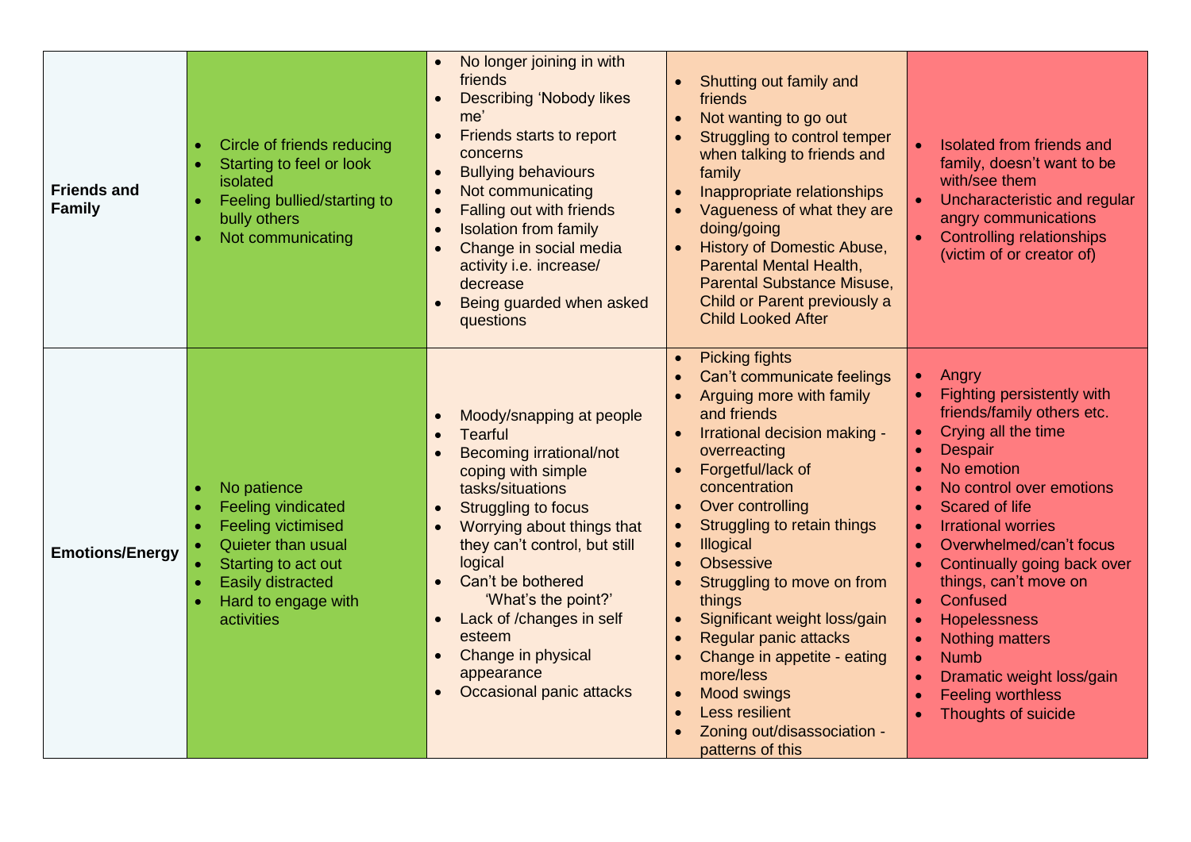| | | | | |
|---|---|---|---|---|
| **Friends and Family** | • Circle of friends reducing<br>• Starting to feel or look isolated<br>• Feeling bullied/starting to bully others<br>• Not communicating | • No longer joining in with friends<br>• Describing 'Nobody likes me'<br>• Friends starts to report concerns<br>• Bullying behaviours<br>• Not communicating<br>• Falling out with friends<br>• Isolation from family<br>• Change in social media activity i.e. increase/ decrease<br>• Being guarded when asked questions | • Shutting out family and friends<br>• Not wanting to go out<br>• Struggling to control temper when talking to friends and family<br>• Inappropriate relationships<br>• Vagueness of what they are doing/going<br>• History of Domestic Abuse, Parental Mental Health, Parental Substance Misuse, Child or Parent previously a Child Looked After | • Isolated from friends and family, doesn't want to be with/see them<br>• Uncharacteristic and regular angry communications<br>• Controlling relationships (victim of or creator of) |
| **Emotions/Energy** | • No patience<br>• Feeling vindicated<br>• Feeling victimised<br>• Quieter than usual<br>• Starting to act out<br>• Easily distracted<br>• Hard to engage with activities | • Moody/snapping at people<br>• Tearful<br>• Becoming irrational/not coping with simple tasks/situations<br>• Struggling to focus<br>• Worrying about things that they can't control, but still logical<br>• Can't be bothered 'What's the point?'<br>• Lack of /changes in self esteem<br>• Change in physical appearance<br>• Occasional panic attacks | • Picking fights<br>• Can't communicate feelings<br>• Arguing more with family and friends<br>• Irrational decision making - overreacting<br>• Forgetful/lack of concentration<br>• Over controlling<br>• Struggling to retain things<br>• Illogical<br>• Obsessive<br>• Struggling to move on from things<br>• Significant weight loss/gain<br>• Regular panic attacks<br>• Change in appetite - eating more/less<br>• Mood swings<br>• Less resilient<br>• Zoning out/disassociation - patterns of this | • Angry<br>• Fighting persistently with friends/family others etc.<br>• Crying all the time<br>• Despair<br>• No emotion<br>• No control over emotions<br>• Scared of life<br>• Irrational worries<br>• Overwhelmed/can't focus<br>• Continually going back over things, can't move on<br>• Confused<br>• Hopelessness<br>• Nothing matters<br>• Numb<br>• Dramatic weight loss/gain<br>• Feeling worthless<br>• Thoughts of suicide |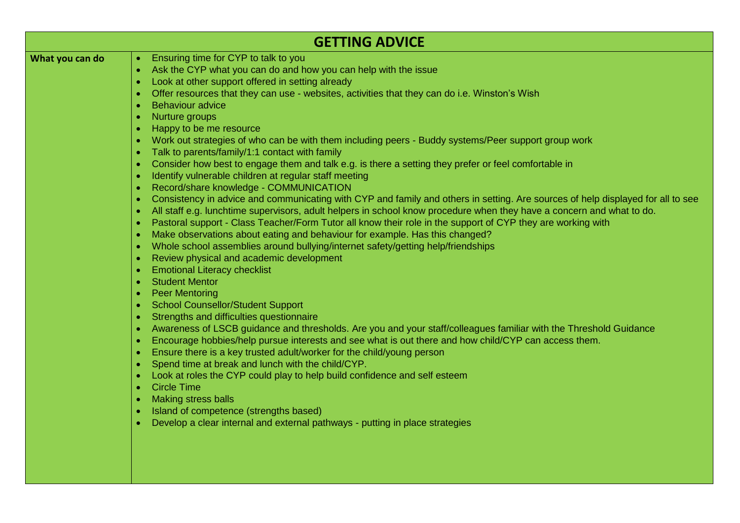| GETTING ADVICE | |
|---|---|
| **What you can do** | • Ensuring time for CYP to talk to you<br>• Ask the CYP what you can do and how you can help with the issue<br>• Look at other support offered in setting already<br>• Offer resources that they can use - websites, activities that they can do i.e. Winston's Wish<br>• Behaviour advice<br>• Nurture groups<br>• Happy to be me resource<br>• Work out strategies of who can be with them including peers - Buddy systems/Peer support group work<br>• Talk to parents/family/1:1 contact with family<br>• Consider how best to engage them and talk e.g. is there a setting they prefer or feel comfortable in<br>• Identify vulnerable children at regular staff meeting<br>• Record/share knowledge - COMMUNICATION<br>• Consistency in advice and communicating with CYP and family and others in setting. Are sources of help displayed for all to see<br>• All staff e.g. lunchtime supervisors, adult helpers in school know procedure when they have a concern and what to do.<br>• Pastoral support - Class Teacher/Form Tutor all know their role in the support of CYP they are working with<br>• Make observations about eating and behaviour for example. Has this changed?<br>• Whole school assemblies around bullying/internet safety/getting help/friendships<br>• Review physical and academic development<br>• Emotional Literacy checklist<br>• Student Mentor<br>• Peer Mentoring<br>• School Counsellor/Student Support<br>• Strengths and difficulties questionnaire<br>• Awareness of LSCB guidance and thresholds. Are you and your staff/colleagues familiar with the Threshold Guidance<br>• Encourage hobbies/help pursue interests and see what is out there and how child/CYP can access them.<br>• Ensure there is a key trusted adult/worker for the child/young person<br>• Spend time at break and lunch with the child/CYP.<br>• Look at roles the CYP could play to help build confidence and self esteem<br>• Circle Time<br>• Making stress balls<br>• Island of competence (strengths based)<br>• Develop a clear internal and external pathways - putting in place strategies |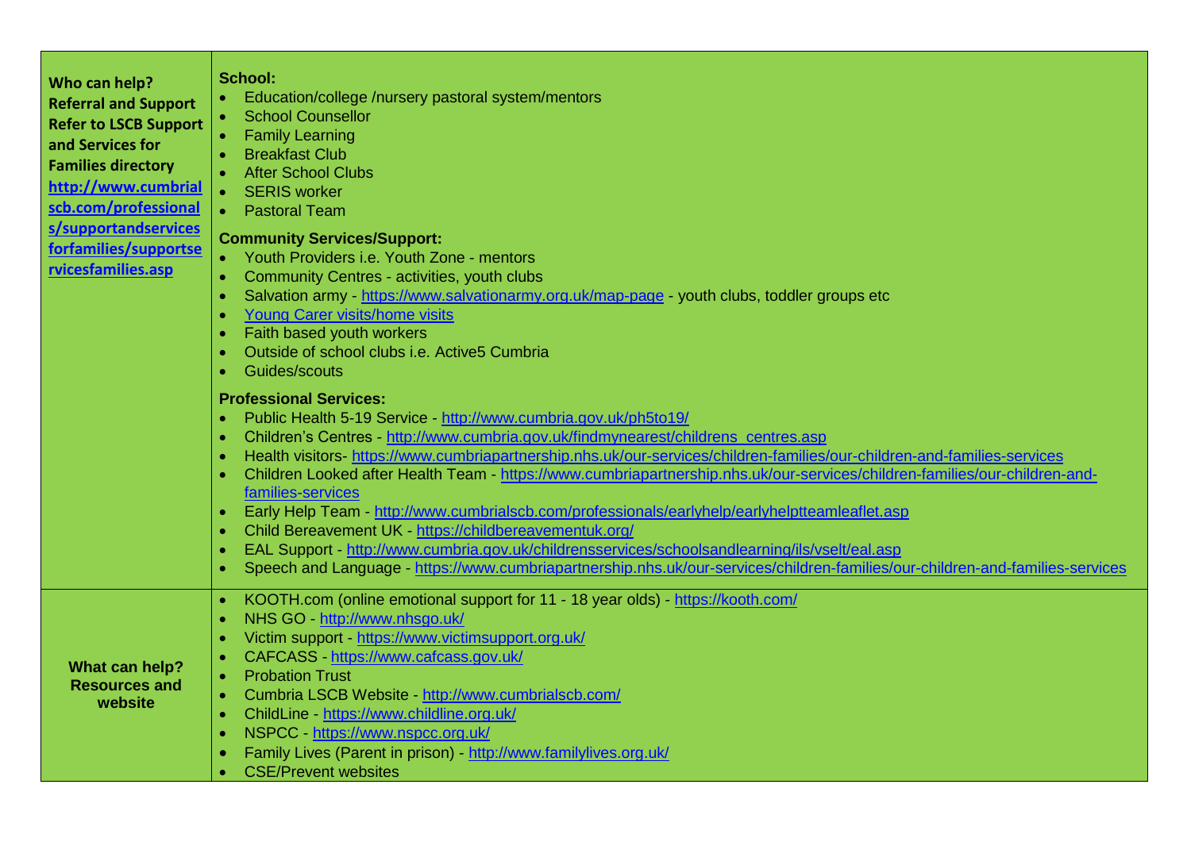| | |
|---|---|
| **Who can help? Referral and Support Refer to LSCB Support and Services for Families directory [http://www.cumbrialscb.com/professionals/supportandservicesforfamilies/supportservicesfamilies.asp](http://www.cumbrialscb.com/professionals/supportandservicesforfamilies/supportservicesfamilies.asp)** | **School:**<br>• Education/college /nursery pastoral system/mentors<br>• School Counsellor<br>• Family Learning<br>• Breakfast Club<br>• After School Clubs<br>• SERIS worker<br>• Pastoral Team<br><br>**Community Services/Support:**<br>• Youth Providers i.e. Youth Zone - mentors<br>• Community Centres - activities, youth clubs<br>• Salvation army - https://www.salvationarmy.org.uk/map-page - youth clubs, toddler groups etc<br>• Young Carer visits/home visits<br>• Faith based youth workers<br>• Outside of school clubs i.e. Active5 Cumbria<br>• Guides/scouts<br><br>**Professional Services:**<br>• Public Health 5-19 Service - http://www.cumbria.gov.uk/ph5to19/<br>• Children's Centres - http://www.cumbria.gov.uk/findmynearest/childrens_centres.asp<br>• Health visitors- https://www.cumbriapartnership.nhs.uk/our-services/children-families/our-children-and-families-services<br>• Children Looked after Health Team - https://www.cumbriapartnership.nhs.uk/our-services/children-families/our-children-and-families-services<br>• Early Help Team - http://www.cumbrialscb.com/professionals/earlyhelp/earlyhelptteamleaflet.asp<br>• Child Bereavement UK - https://childbereavementuk.org/<br>• EAL Support - http://www.cumbria.gov.uk/childrensservices/schoolsandlearning/ils/vselt/eal.asp<br>• Speech and Language - https://www.cumbriapartnership.nhs.uk/our-services/children-families/our-children-and-families-services |
| **What can help? Resources and website** | • KOOTH.com (online emotional support for 11 - 18 year olds) - https://kooth.com/<br>• NHS GO - http://www.nhsgo.uk/<br>• Victim support - https://www.victimsupport.org.uk/<br>• CAFCASS - https://www.cafcass.gov.uk/<br>• Probation Trust<br>• Cumbria LSCB Website - http://www.cumbrialscb.com/<br>• ChildLine - https://www.childline.org.uk/<br>• NSPCC - https://www.nspcc.org.uk/<br>• Family Lives (Parent in prison) - http://www.familylives.org.uk/<br>• CSE/Prevent websites |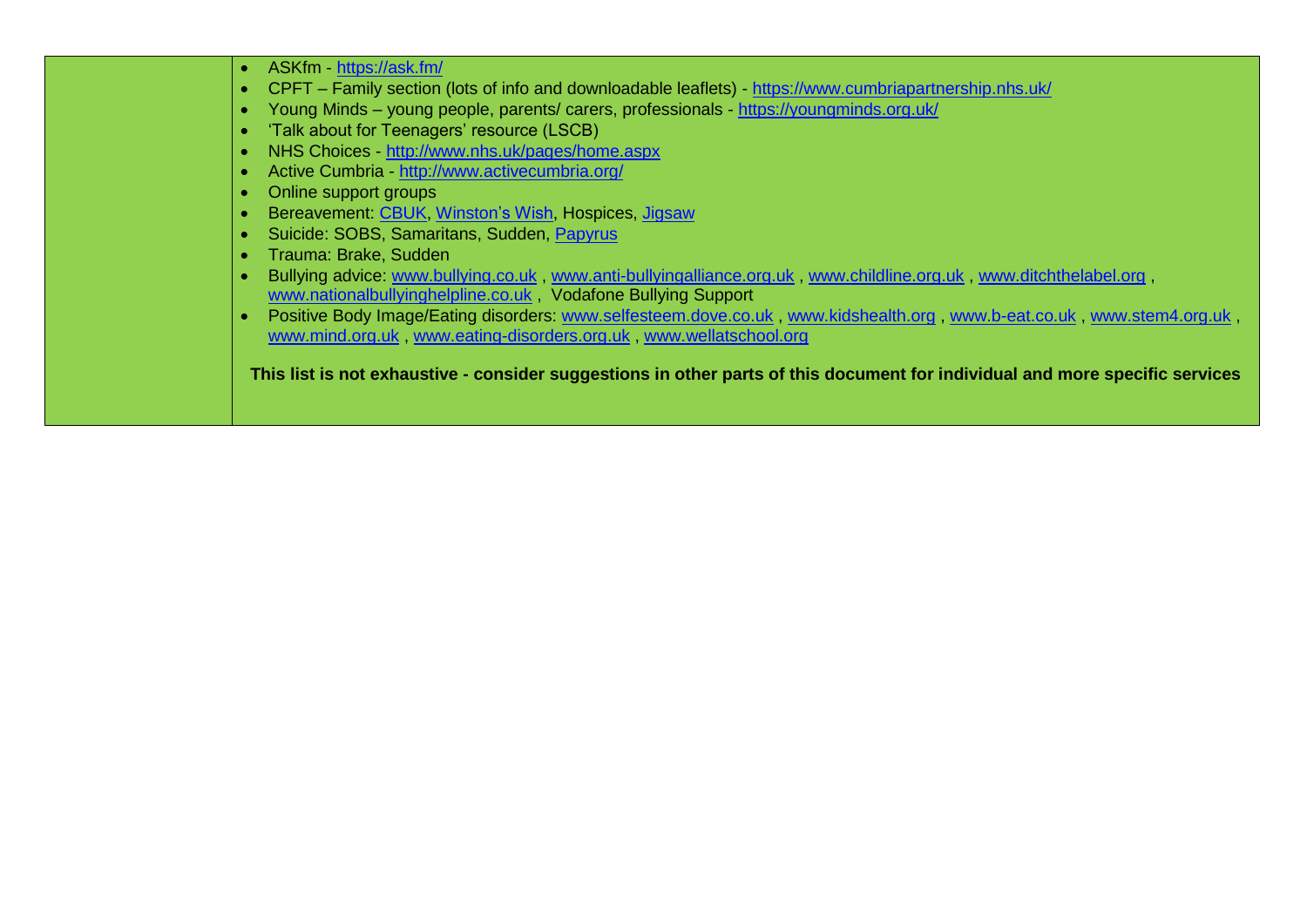| | |
|---|---|
| | • ASKfm - https://ask.fm/<br>• CPFT – Family section (lots of info and downloadable leaflets) - https://www.cumbriapartnership.nhs.uk/<br>• Young Minds – young people, parents/ carers, professionals - https://youngminds.org.uk/<br>• 'Talk about for Teenagers' resource (LSCB)<br>• NHS Choices - http://www.nhs.uk/pages/home.aspx<br>• Active Cumbria - http://www.activecumbria.org/<br>• Online support groups<br>• Bereavement: CBUK, Winston's Wish, Hospices, Jigsaw<br>• Suicide: SOBS, Samaritans, Sudden, Papyrus<br>• Trauma: Brake, Sudden<br>• Bullying advice: www.bullying.co.uk , www.anti-bullyingalliance.org.uk , www.childline.org.uk , www.ditchthelabel.org , www.nationalbullyinghelpline.co.uk , Vodafone Bullying Support<br>• Positive Body Image/Eating disorders: www.selfesteem.dove.co.uk , www.kidshealth.org , www.b-eat.co.uk , www.stem4.org.uk , www.mind.org.uk , www.eating-disorders.org.uk , www.wellatschool.org<br><br>**This list is not exhaustive - consider suggestions in other parts of this document for individual and more specific services** |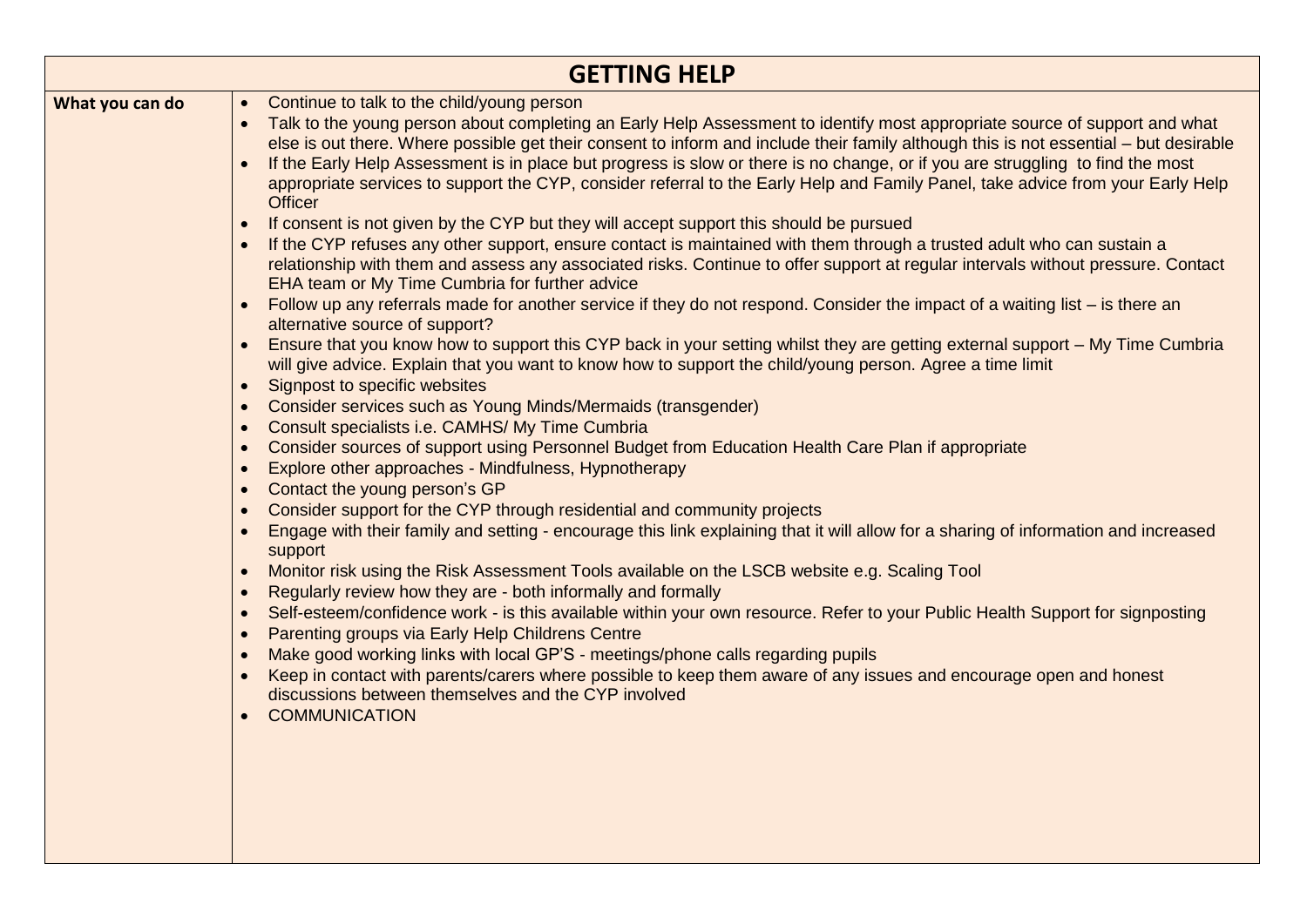| GETTING HELP | |
|---|---|
| **What you can do** | • Continue to talk to the child/young person<br>• Talk to the young person about completing an Early Help Assessment to identify most appropriate source of support and what else is out there. Where possible get their consent to inform and include their family although this is not essential – but desirable<br>• If the Early Help Assessment is in place but progress is slow or there is no change, or if you are struggling to find the most appropriate services to support the CYP, consider referral to the Early Help and Family Panel, take advice from your Early Help Officer<br>• If consent is not given by the CYP but they will accept support this should be pursued<br>• If the CYP refuses any other support, ensure contact is maintained with them through a trusted adult who can sustain a relationship with them and assess any associated risks. Continue to offer support at regular intervals without pressure. Contact EHA team or My Time Cumbria for further advice<br>• Follow up any referrals made for another service if they do not respond. Consider the impact of a waiting list – is there an alternative source of support?<br>• Ensure that you know how to support this CYP back in your setting whilst they are getting external support – My Time Cumbria will give advice. Explain that you want to know how to support the child/young person. Agree a time limit<br>• Signpost to specific websites<br>• Consider services such as Young Minds/Mermaids (transgender)<br>• Consult specialists i.e. CAMHS/ My Time Cumbria<br>• Consider sources of support using Personnel Budget from Education Health Care Plan if appropriate<br>• Explore other approaches - Mindfulness, Hypnotherapy<br>• Contact the young person's GP<br>• Consider support for the CYP through residential and community projects<br>• Engage with their family and setting - encourage this link explaining that it will allow for a sharing of information and increased support<br>• Monitor risk using the Risk Assessment Tools available on the LSCB website e.g. Scaling Tool<br>• Regularly review how they are - both informally and formally<br>• Self-esteem/confidence work - is this available within your own resource. Refer to your Public Health Support for signposting<br>• Parenting groups via Early Help Childrens Centre<br>• Make good working links with local GP'S - meetings/phone calls regarding pupils<br>• Keep in contact with parents/carers where possible to keep them aware of any issues and encourage open and honest discussions between themselves and the CYP involved<br>• COMMUNICATION |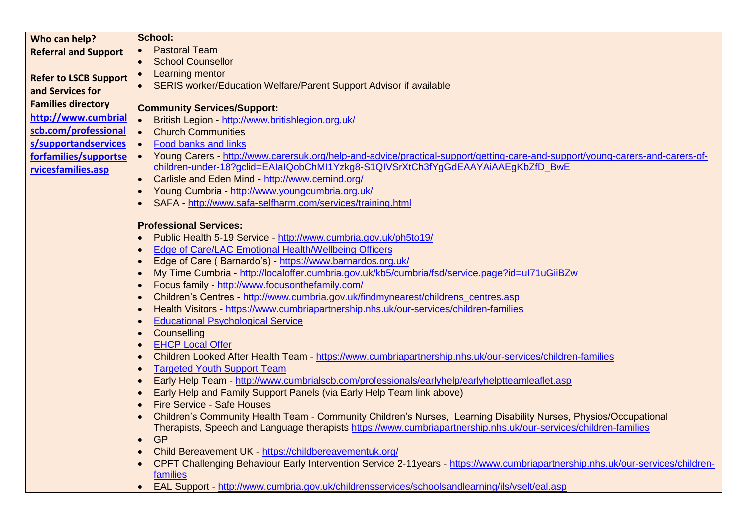| Who can help? Referral and Support<br><br>Refer to LSCB Support and Services for Families directory http://www.cumbrialscb.com/professionals/supportandservicesforfamilies/supportservicesfamilies.asp | **School:**<br>• Pastoral Team<br>• School Counsellor<br>• Learning mentor<br>• SERIS worker/Education Welfare/Parent Support Advisor if available<br><br>**Community Services/Support:**<br>• British Legion - http://www.britishlegion.org.uk/<br>• Church Communities<br>• Food banks and links<br>• Young Carers - http://www.carersuk.org/help-and-advice/practical-support/getting-care-and-support/young-carers-and-carers-of-children-under-18?gclid=EAIaIQobChMI1Yzkg8-S1QIVSrXtCh3fYgGdEAAYAiAAEgKbZfD_BwE<br>• Carlisle and Eden Mind - http://www.cemind.org/<br>• Young Cumbria - http://www.youngcumbria.org.uk/<br>• SAFA - http://www.safa-selfharm.com/services/training.html<br><br>**Professional Services:**<br>• Public Health 5-19 Service - http://www.cumbria.gov.uk/ph5to19/<br>• Edge of Care/LAC Emotional Health/Wellbeing Officers<br>• Edge of Care ( Barnardo's) - https://www.barnardos.org.uk/<br>• My Time Cumbria - http://localoffer.cumbria.gov.uk/kb5/cumbria/fsd/service.page?id=uI71uGiiBZw<br>• Focus family - http://www.focusonthefamily.com/<br>• Children's Centres - http://www.cumbria.gov.uk/findmynearest/childrens_centres.asp<br>• Health Visitors - https://www.cumbriapartnership.nhs.uk/our-services/children-families<br>• Educational Psychological Service<br>• Counselling<br>• EHCP Local Offer<br>• Children Looked After Health Team - https://www.cumbriapartnership.nhs.uk/our-services/children-families<br>• Targeted Youth Support Team<br>• Early Help Team - http://www.cumbrialscb.com/professionals/earlyhelp/earlyhelptteamleaflet.asp<br>• Early Help and Family Support Panels (via Early Help Team link above)<br>• Fire Service - Safe Houses<br>• Children's Community Health Team - Community Children's Nurses, Learning Disability Nurses, Physios/Occupational Therapists, Speech and Language therapists https://www.cumbriapartnership.nhs.uk/our-services/children-families<br>• GP<br>• Child Bereavement UK - https://childbereavementuk.org/<br>• CPFT Challenging Behaviour Early Intervention Service 2-11years - https://www.cumbriapartnership.nhs.uk/our-services/children-families<br>• EAL Support - http://www.cumbria.gov.uk/childrensservices/schoolsandlearning/ils/vselt/eal.asp |
|---|---|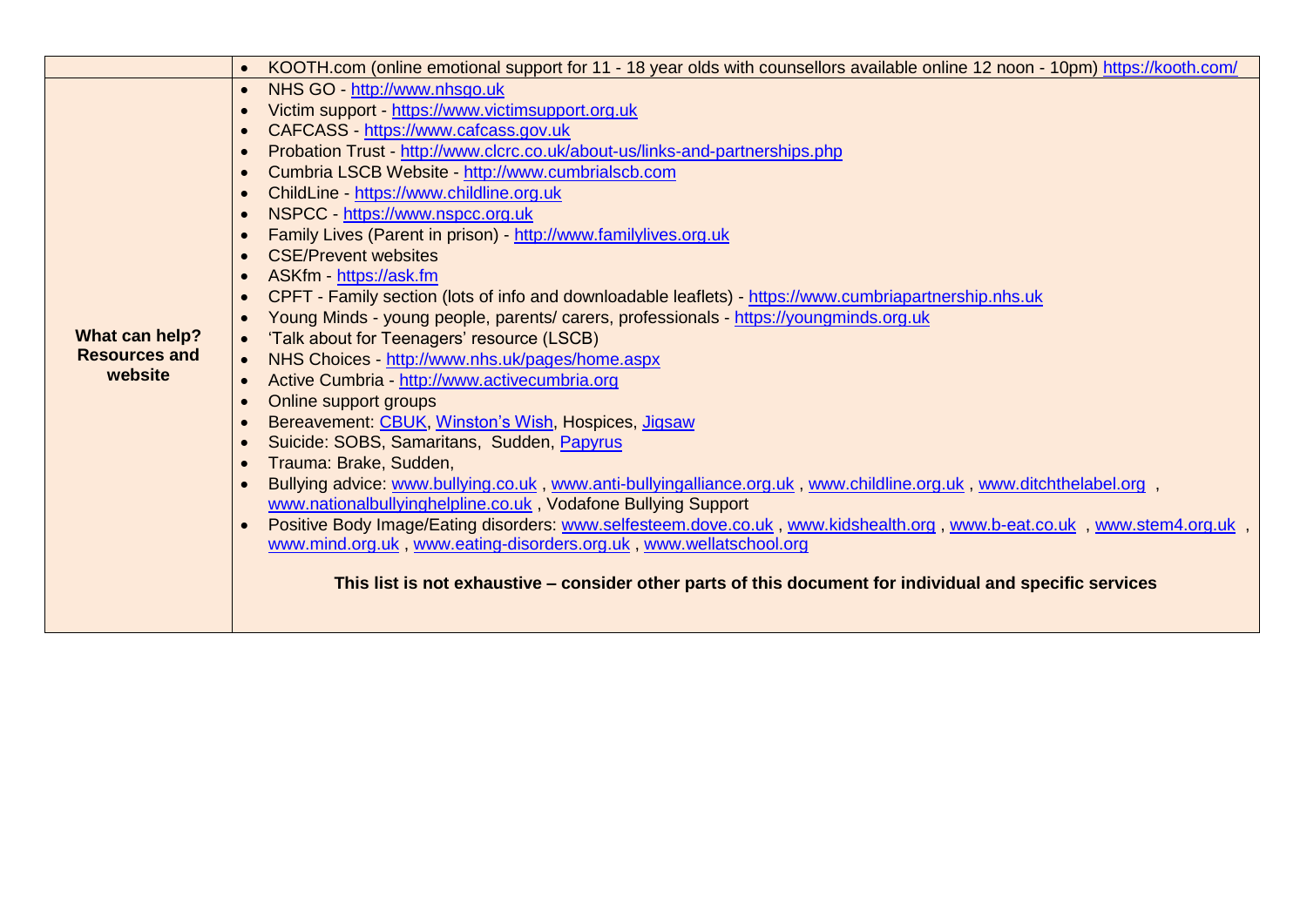|  |  |
| --- | --- |
|  | • KOOTH.com (online emotional support for 11 - 18 year olds with counsellors available online 12 noon - 10pm) https://kooth.com/ |
| **What can help? Resources and website** | • NHS GO - http://www.nhsgo.uk<br>• Victim support - https://www.victimsupport.org.uk<br>• CAFCASS - https://www.cafcass.gov.uk<br>• Probation Trust - http://www.clcrc.co.uk/about-us/links-and-partnerships.php<br>• Cumbria LSCB Website - http://www.cumbrialscb.com<br>• ChildLine - https://www.childline.org.uk<br>• NSPCC - https://www.nspcc.org.uk<br>• Family Lives (Parent in prison) - http://www.familylives.org.uk<br>• CSE/Prevent websites<br>• ASKfm - https://ask.fm<br>• CPFT - Family section (lots of info and downloadable leaflets) - https://www.cumbriapartnership.nhs.uk<br>• Young Minds - young people, parents/ carers, professionals - https://youngminds.org.uk<br>• 'Talk about for Teenagers' resource (LSCB)<br>• NHS Choices - http://www.nhs.uk/pages/home.aspx<br>• Active Cumbria - http://www.activecumbria.org<br>• Online support groups<br>• Bereavement: CBUK, Winston's Wish, Hospices, Jigsaw<br>• Suicide: SOBS, Samaritans, Sudden, Papyrus<br>• Trauma: Brake, Sudden,<br>• Bullying advice: www.bullying.co.uk , www.anti-bullyingalliance.org.uk , www.childline.org.uk , www.ditchthelabel.org , www.nationalbullyinghelpline.co.uk , Vodafone Bullying Support<br>• Positive Body Image/Eating disorders: www.selfesteem.dove.co.uk , www.kidshealth.org , www.b-eat.co.uk , www.stem4.org.uk , www.mind.org.uk , www.eating-disorders.org.uk , www.wellatschool.org<br><br>**This list is not exhaustive – consider other parts of this document for individual and specific services** |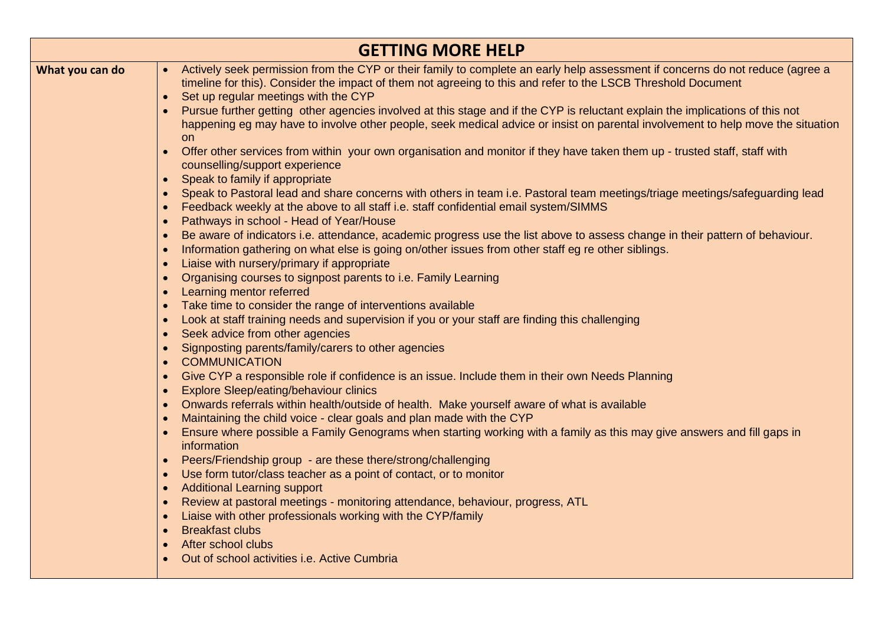| GETTING MORE HELP | |
|---|---|
| **What you can do** | • Actively seek permission from the CYP or their family to complete an early help assessment if concerns do not reduce (agree a timeline for this). Consider the impact of them not agreeing to this and refer to the LSCB Threshold Document<br>• Set up regular meetings with the CYP<br>• Pursue further getting other agencies involved at this stage and if the CYP is reluctant explain the implications of this not happening eg may have to involve other people, seek medical advice or insist on parental involvement to help move the situation on<br>• Offer other services from within your own organisation and monitor if they have taken them up - trusted staff, staff with counselling/support experience<br>• Speak to family if appropriate<br>• Speak to Pastoral lead and share concerns with others in team i.e. Pastoral team meetings/triage meetings/safeguarding lead<br>• Feedback weekly at the above to all staff i.e. staff confidential email system/SIMMS<br>• Pathways in school - Head of Year/House<br>• Be aware of indicators i.e. attendance, academic progress use the list above to assess change in their pattern of behaviour.<br>• Information gathering on what else is going on/other issues from other staff eg re other siblings.<br>• Liaise with nursery/primary if appropriate<br>• Organising courses to signpost parents to i.e. Family Learning<br>• Learning mentor referred<br>• Take time to consider the range of interventions available<br>• Look at staff training needs and supervision if you or your staff are finding this challenging<br>• Seek advice from other agencies<br>• Signposting parents/family/carers to other agencies<br>• COMMUNICATION<br>• Give CYP a responsible role if confidence is an issue. Include them in their own Needs Planning<br>• Explore Sleep/eating/behaviour clinics<br>• Onwards referrals within health/outside of health. Make yourself aware of what is available<br>• Maintaining the child voice - clear goals and plan made with the CYP<br>• Ensure where possible a Family Genograms when starting working with a family as this may give answers and fill gaps in information<br>• Peers/Friendship group - are these there/strong/challenging<br>• Use form tutor/class teacher as a point of contact, or to monitor<br>• Additional Learning support<br>• Review at pastoral meetings - monitoring attendance, behaviour, progress, ATL<br>• Liaise with other professionals working with the CYP/family<br>• Breakfast clubs<br>• After school clubs<br>• Out of school activities i.e. Active Cumbria |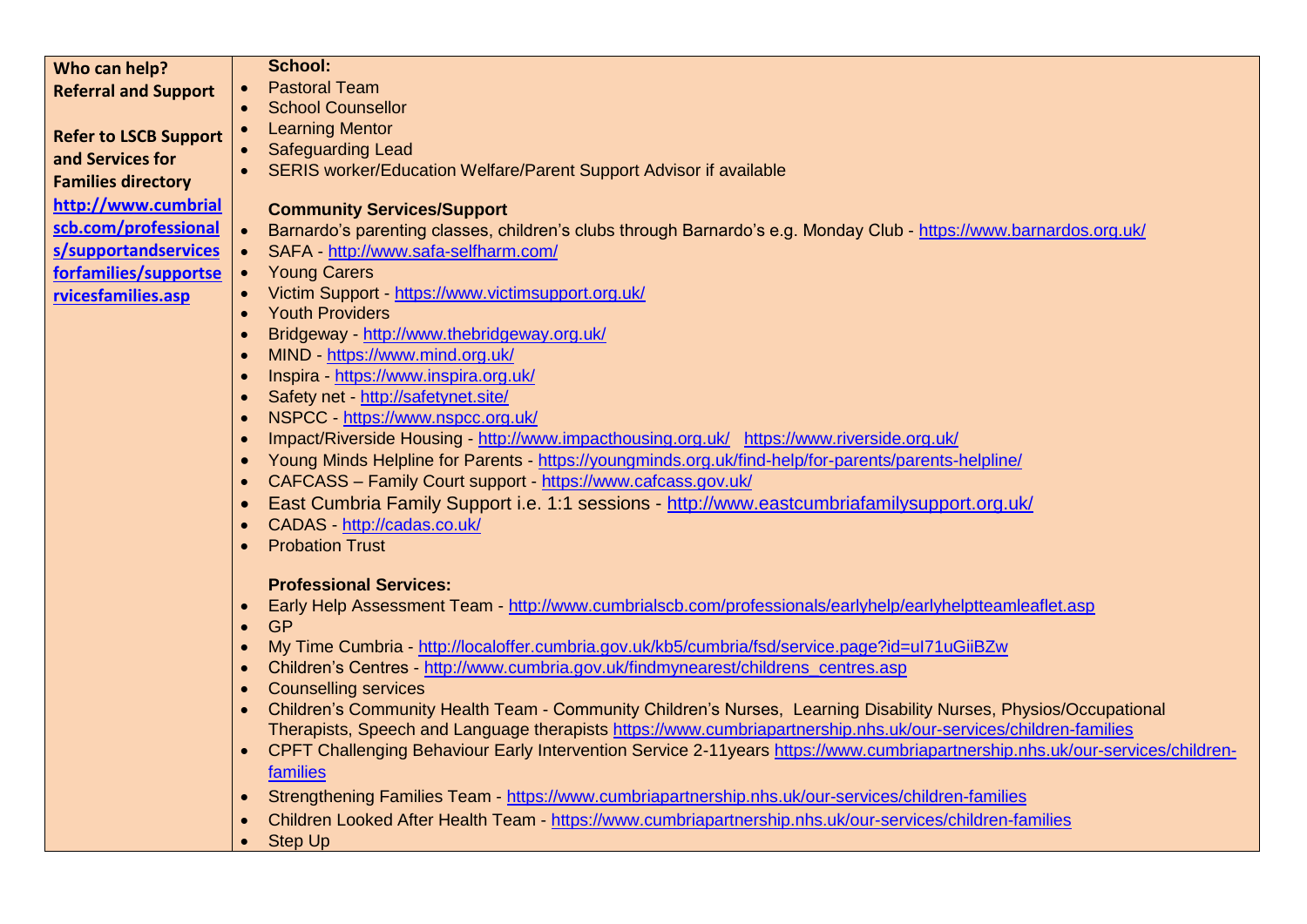| Who can help? Referral and Support<br><br>Refer to LSCB Support and Services for Families directory http://www.cumbrialscb.com/professionals/supportandservicesforfamilies/supportservicesfamilies.asp | **School:**<br>• Pastoral Team<br>• School Counsellor<br>• Learning Mentor<br>• Safeguarding Lead<br>• SERIS worker/Education Welfare/Parent Support Advisor if available<br><br>**Community Services/Support**<br>• Barnardo's parenting classes, children's clubs through Barnardo's e.g. Monday Club - https://www.barnardos.org.uk/<br>• SAFA - http://www.safa-selfharm.com/<br>• Young Carers<br>• Victim Support - https://www.victimsupport.org.uk/<br>• Youth Providers<br>• Bridgeway - http://www.thebridgeway.org.uk/<br>• MIND - https://www.mind.org.uk/<br>• Inspira - https://www.inspira.org.uk/<br>• Safety net - http://safetynet.site/<br>• NSPCC - https://www.nspcc.org.uk/<br>• Impact/Riverside Housing - http://www.impacthousing.org.uk/ https://www.riverside.org.uk/<br>• Young Minds Helpline for Parents - https://youngminds.org.uk/find-help/for-parents/parents-helpline/<br>• CAFCASS – Family Court support - https://www.cafcass.gov.uk/<br>• East Cumbria Family Support i.e. 1:1 sessions - http://www.eastcumbriafamilysupport.org.uk/<br>• CADAS - http://cadas.co.uk/<br>• Probation Trust<br><br>**Professional Services:**<br>• Early Help Assessment Team - http://www.cumbrialscb.com/professionals/earlyhelp/earlyhelptteamleaflet.asp<br>• GP<br>• My Time Cumbria - http://localoffer.cumbria.gov.uk/kb5/cumbria/fsd/service.page?id=uI71uGiiBZw<br>• Children's Centres - http://www.cumbria.gov.uk/findmynearest/childrens_centres.asp<br>• Counselling services<br>• Children's Community Health Team - Community Children's Nurses, Learning Disability Nurses, Physios/Occupational Therapists, Speech and Language therapists https://www.cumbriapartnership.nhs.uk/our-services/children-families<br>• CPFT Challenging Behaviour Early Intervention Service 2-11years https://www.cumbriapartnership.nhs.uk/our-services/children-families<br>• Strengthening Families Team - https://www.cumbriapartnership.nhs.uk/our-services/children-families<br>• Children Looked After Health Team - https://www.cumbriapartnership.nhs.uk/our-services/children-families<br>• Step Up |
|---|---|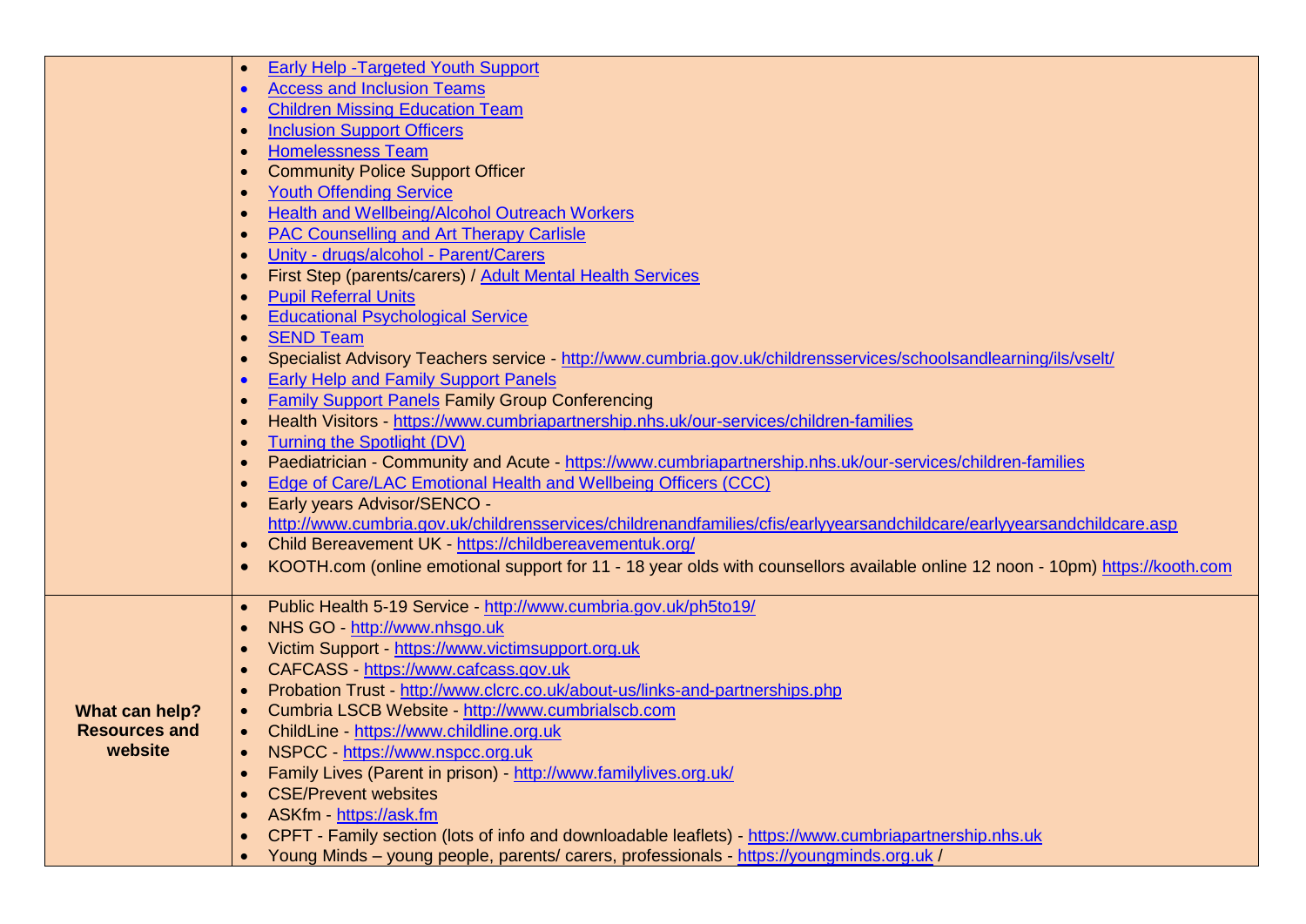| | |
|---|---|
| | • Early Help -Targeted Youth Support<br>• Access and Inclusion Teams<br>• Children Missing Education Team<br>• Inclusion Support Officers<br>• Homelessness Team<br>• Community Police Support Officer<br>• Youth Offending Service<br>• Health and Wellbeing/Alcohol Outreach Workers<br>• PAC Counselling and Art Therapy Carlisle<br>• Unity - drugs/alcohol - Parent/Carers<br>• First Step (parents/carers) / Adult Mental Health Services<br>• Pupil Referral Units<br>• Educational Psychological Service<br>• SEND Team<br>• Specialist Advisory Teachers service - http://www.cumbria.gov.uk/childrensservices/schoolsandlearning/ils/vselt/<br>• Early Help and Family Support Panels<br>• Family Support Panels Family Group Conferencing<br>• Health Visitors - https://www.cumbriapartnership.nhs.uk/our-services/children-families<br>• Turning the Spotlight (DV)<br>• Paediatrician - Community and Acute - https://www.cumbriapartnership.nhs.uk/our-services/children-families<br>• Edge of Care/LAC Emotional Health and Wellbeing Officers (CCC)<br>• Early years Advisor/SENCO - http://www.cumbria.gov.uk/childrensservices/childrenandfamilies/cfis/earlyyearsandchildcare/earlyyearsandchildcare.asp<br>• Child Bereavement UK - https://childbereavementuk.org/<br>• KOOTH.com (online emotional support for 11 - 18 year olds with counsellors available online 12 noon - 10pm) https://kooth.com |
| **What can help? Resources and website** | • Public Health 5-19 Service - http://www.cumbria.gov.uk/ph5to19/<br>• NHS GO - http://www.nhsgo.uk<br>• Victim Support - https://www.victimsupport.org.uk<br>• CAFCASS - https://www.cafcass.gov.uk<br>• Probation Trust - http://www.clcrc.co.uk/about-us/links-and-partnerships.php<br>• Cumbria LSCB Website - http://www.cumbrialscb.com<br>• ChildLine - https://www.childline.org.uk<br>• NSPCC - https://www.nspcc.org.uk<br>• Family Lives (Parent in prison) - http://www.familylives.org.uk/<br>• CSE/Prevent websites<br>• ASKfm - https://ask.fm<br>• CPFT - Family section (lots of info and downloadable leaflets) - https://www.cumbriapartnership.nhs.uk<br>• Young Minds – young people, parents/ carers, professionals - https://youngminds.org.uk / |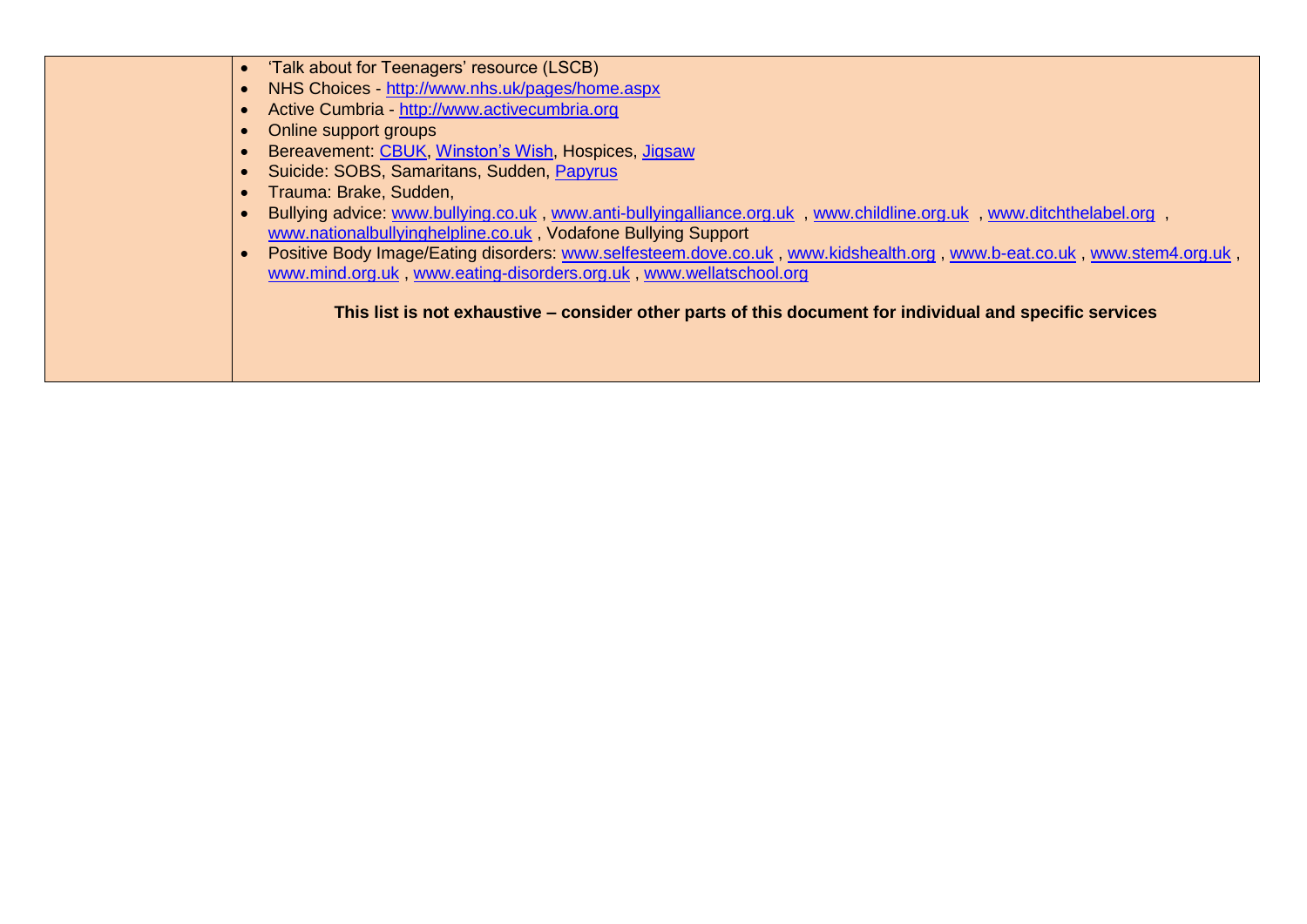| | |
|---|---|
| | • 'Talk about for Teenagers' resource (LSCB)<br>• NHS Choices - http://www.nhs.uk/pages/home.aspx<br>• Active Cumbria - http://www.activecumbria.org<br>• Online support groups<br>• Bereavement: CBUK, Winston's Wish, Hospices, Jigsaw<br>• Suicide: SOBS, Samaritans, Sudden, Papyrus<br>• Trauma: Brake, Sudden,<br>• Bullying advice: www.bullying.co.uk , www.anti-bullyingalliance.org.uk , www.childline.org.uk , www.ditchthelabel.org , www.nationalbullyinghelpline.co.uk , Vodafone Bullying Support<br>• Positive Body Image/Eating disorders: www.selfesteem.dove.co.uk , www.kidshealth.org , www.b-eat.co.uk , www.stem4.org.uk , www.mind.org.uk , www.eating-disorders.org.uk , www.wellatschool.org<br><br>**This list is not exhaustive – consider other parts of this document for individual and specific services** |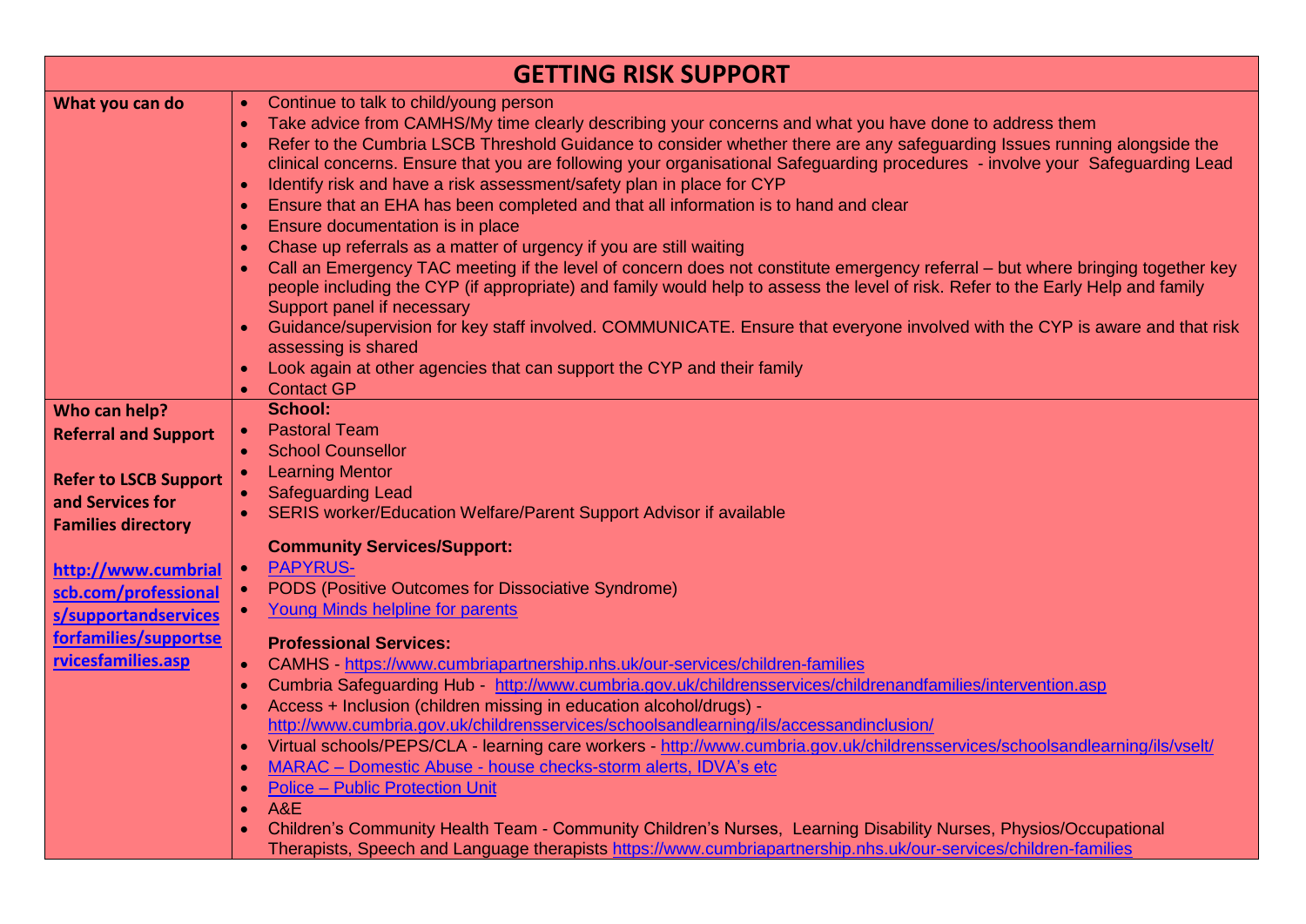# GETTING RISK SUPPORT

| | |
|---|---|
| **What you can do** | • Continue to talk to child/young person<br>• Take advice from CAMHS/My time clearly describing your concerns and what you have done to address them<br>• Refer to the Cumbria LSCB Threshold Guidance to consider whether there are any safeguarding Issues running alongside the clinical concerns. Ensure that you are following your organisational Safeguarding procedures - involve your Safeguarding Lead<br>• Identify risk and have a risk assessment/safety plan in place for CYP<br>• Ensure that an EHA has been completed and that all information is to hand and clear<br>• Ensure documentation is in place<br>• Chase up referrals as a matter of urgency if you are still waiting<br>• Call an Emergency TAC meeting if the level of concern does not constitute emergency referral – but where bringing together key people including the CYP (if appropriate) and family would help to assess the level of risk. Refer to the Early Help and family Support panel if necessary<br>• Guidance/supervision for key staff involved. COMMUNICATE. Ensure that everyone involved with the CYP is aware and that risk assessing is shared<br>• Look again at other agencies that can support the CYP and their family<br>• Contact GP |
| **Who can help?**<br>**Referral and Support**<br><br>**Refer to LSCB Support and Services for Families directory**<br><br>**http://www.cumbrialscb.com/professionals/supportandservicesforfamilies/supportservicesfamilies.asp** | **School:**<br>• Pastoral Team<br>• School Counsellor<br>• Learning Mentor<br>• Safeguarding Lead<br>• SERIS worker/Education Welfare/Parent Support Advisor if available<br><br>**Community Services/Support:**<br>• PAPYRUS-<br>• PODS (Positive Outcomes for Dissociative Syndrome)<br>• Young Minds helpline for parents<br><br>**Professional Services:**<br>• CAMHS - https://www.cumbriapartnership.nhs.uk/our-services/children-families<br>• Cumbria Safeguarding Hub - http://www.cumbria.gov.uk/childrensservices/childrenandfamilies/intervention.asp<br>• Access + Inclusion (children missing in education alcohol/drugs) - http://www.cumbria.gov.uk/childrensservices/schoolsandlearning/ils/accessandinclusion/<br>• Virtual schools/PEPS/CLA - learning care workers - http://www.cumbria.gov.uk/childrensservices/schoolsandlearning/ils/vselt/<br>• MARAC – Domestic Abuse - house checks-storm alerts, IDVA's etc<br>• Police – Public Protection Unit<br>• A&E<br>• Children's Community Health Team - Community Children's Nurses, Learning Disability Nurses, Physios/Occupational Therapists, Speech and Language therapists https://www.cumbriapartnership.nhs.uk/our-services/children-families |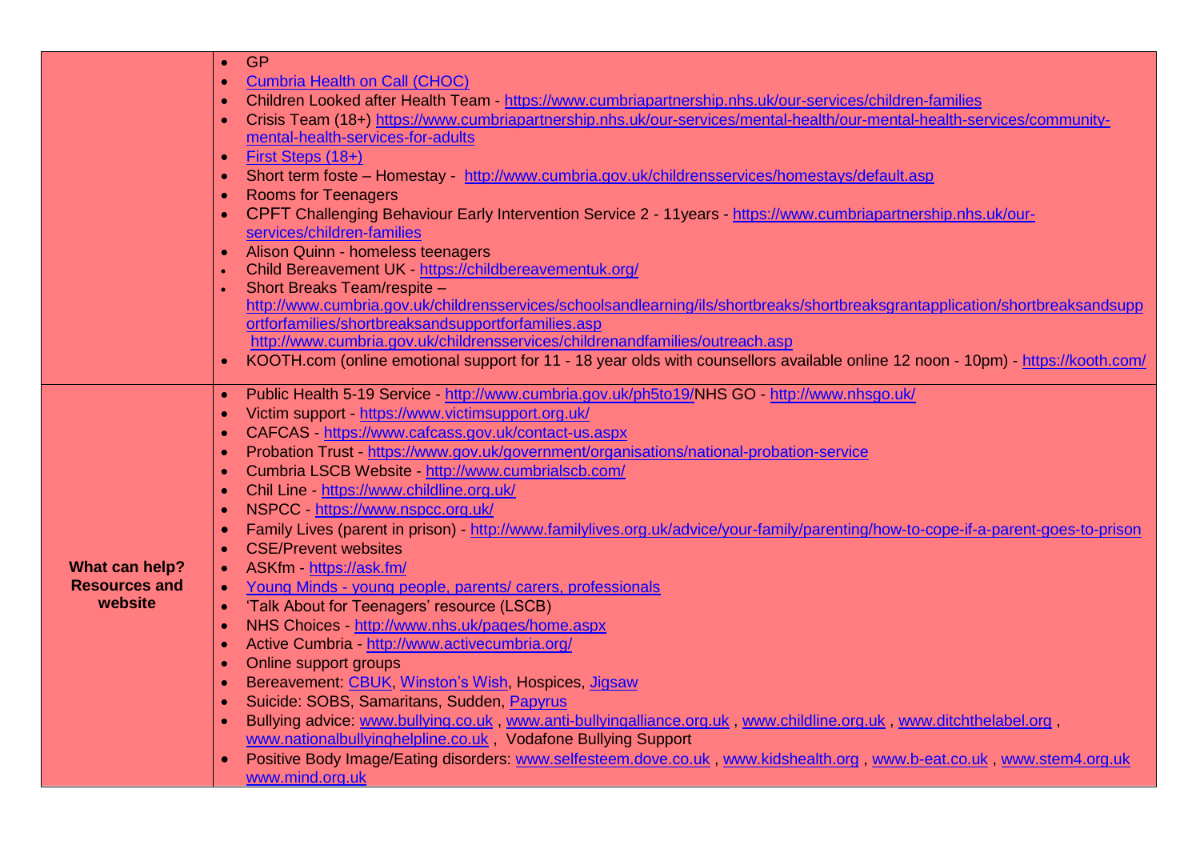| | |
|---|---|
| | • GP<br>• Cumbria Health on Call (CHOC)<br>• Children Looked after Health Team - https://www.cumbriapartnership.nhs.uk/our-services/children-families<br>• Crisis Team (18+) https://www.cumbriapartnership.nhs.uk/our-services/mental-health/our-mental-health-services/community-mental-health-services-for-adults<br>• First Steps (18+)<br>• Short term foste – Homestay - http://www.cumbria.gov.uk/childrensservices/homestays/default.asp<br>• Rooms for Teenagers<br>• CPFT Challenging Behaviour Early Intervention Service 2 - 11years - https://www.cumbriapartnership.nhs.uk/our-services/children-families<br>• Alison Quinn - homeless teenagers<br>• Child Bereavement UK - https://childbereavementuk.org/<br>• Short Breaks Team/respite – http://www.cumbria.gov.uk/childrensservices/schoolsandlearning/ils/shortbreaks/shortbreaksgrantapplication/shortbreaksandsupportforfamilies/shortbreaksandsupportforfamilies.asp<br>http://www.cumbria.gov.uk/childrensservices/childrenandfamilies/outreach.asp<br>• KOOTH.com (online emotional support for 11 - 18 year olds with counsellors available online 12 noon - 10pm) - https://kooth.com/ |
| **What can help? Resources and website** | • Public Health 5-19 Service - http://www.cumbria.gov.uk/ph5to19/NHS GO - http://www.nhsgo.uk/<br>• Victim support - https://www.victimsupport.org.uk/<br>• CAFCAS - https://www.cafcass.gov.uk/contact-us.aspx<br>• Probation Trust - https://www.gov.uk/government/organisations/national-probation-service<br>• Cumbria LSCB Website - http://www.cumbrialscb.com/<br>• Chil Line - https://www.childline.org.uk/<br>• NSPCC - https://www.nspcc.org.uk/<br>• Family Lives (parent in prison) - http://www.familylives.org.uk/advice/your-family/parenting/how-to-cope-if-a-parent-goes-to-prison<br>• CSE/Prevent websites<br>• ASKfm - https://ask.fm/<br>• Young Minds - young people, parents/ carers, professionals<br>• 'Talk About for Teenagers' resource (LSCB)<br>• NHS Choices - http://www.nhs.uk/pages/home.aspx<br>• Active Cumbria - http://www.activecumbria.org/<br>• Online support groups<br>• Bereavement: CBUK, Winston's Wish, Hospices, Jigsaw<br>• Suicide: SOBS, Samaritans, Sudden, Papyrus<br>• Bullying advice: www.bullying.co.uk , www.anti-bullyingalliance.org.uk , www.childline.org.uk , www.ditchthelabel.org , www.nationalbullyinghelpline.co.uk , Vodafone Bullying Support<br>• Positive Body Image/Eating disorders: www.selfesteem.dove.co.uk , www.kidshealth.org , www.b-eat.co.uk , www.stem4.org.uk www.mind.org.uk |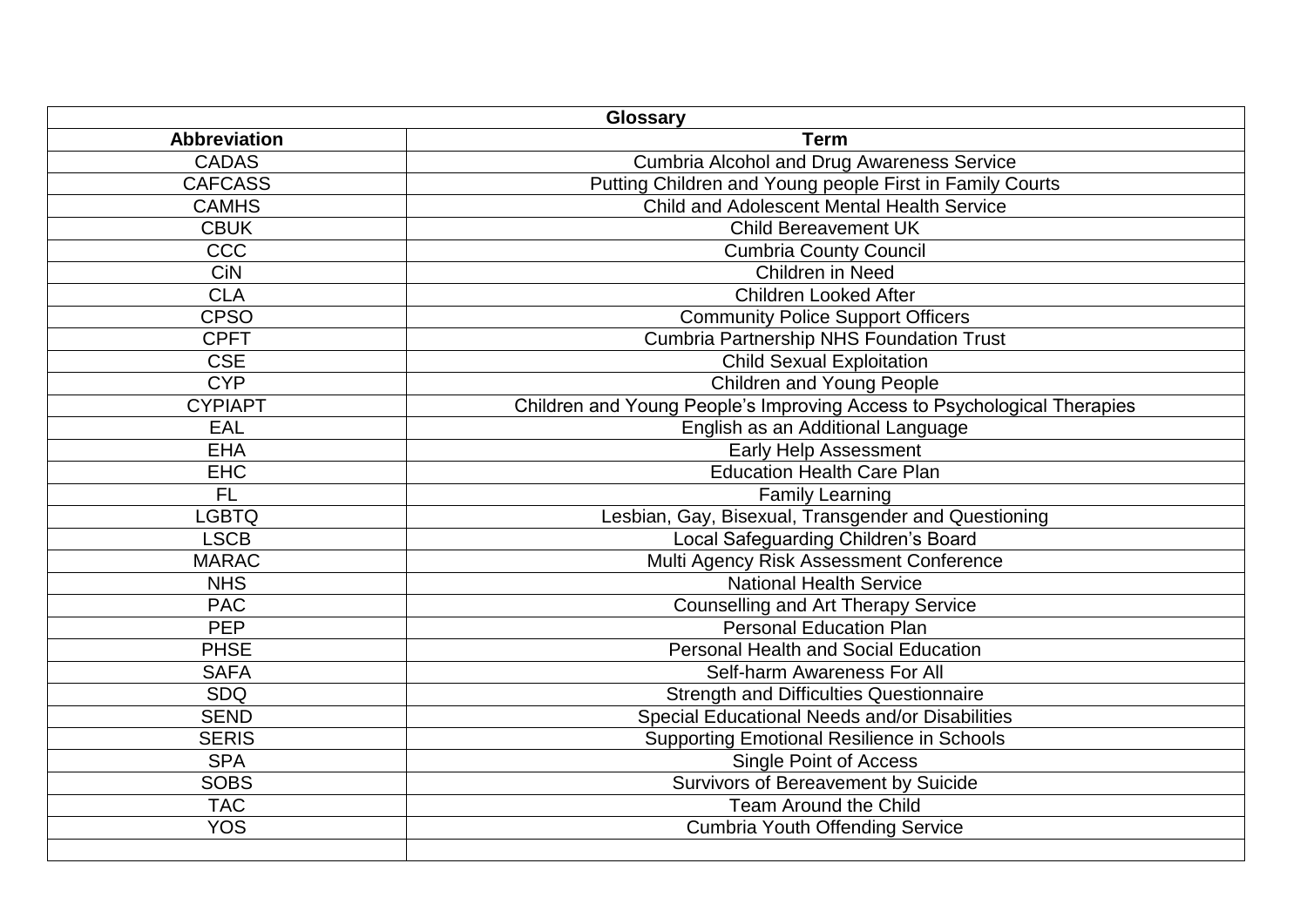| Glossary | |
|---|---|
| **Abbreviation** | **Term** |
| CADAS | Cumbria Alcohol and Drug Awareness Service |
| CAFCASS | Putting Children and Young people First in Family Courts |
| CAMHS | Child and Adolescent Mental Health Service |
| CBUK | Child Bereavement UK |
| CCC | Cumbria County Council |
| CiN | Children in Need |
| CLA | Children Looked After |
| CPSO | Community Police Support Officers |
| CPFT | Cumbria Partnership NHS Foundation Trust |
| CSE | Child Sexual Exploitation |
| CYP | Children and Young People |
| CYPIAPT | Children and Young People's Improving Access to Psychological Therapies |
| EAL | English as an Additional Language |
| EHA | Early Help Assessment |
| EHC | Education Health Care Plan |
| FL | Family Learning |
| LGBTQ | Lesbian, Gay, Bisexual, Transgender and Questioning |
| LSCB | Local Safeguarding Children's Board |
| MARAC | Multi Agency Risk Assessment Conference |
| NHS | National Health Service |
| PAC | Counselling and Art Therapy Service |
| PEP | Personal Education Plan |
| PHSE | Personal Health and Social Education |
| SAFA | Self-harm Awareness For All |
| SDQ | Strength and Difficulties Questionnaire |
| SEND | Special Educational Needs and/or Disabilities |
| SERIS | Supporting Emotional Resilience in Schools |
| SPA | Single Point of Access |
| SOBS | Survivors of Bereavement by Suicide |
| TAC | Team Around the Child |
| YOS | Cumbria Youth Offending Service |
| | |